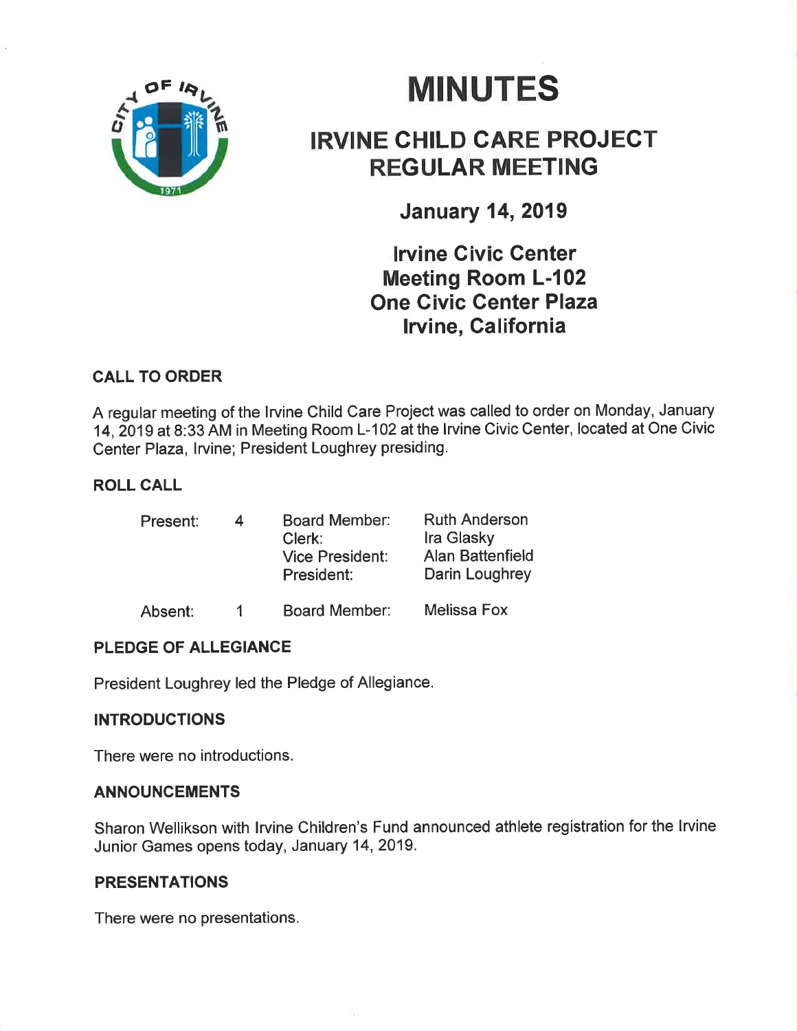# MINUTES

## IRVINE CHILD CARE PROJECT REGULAR MEETING

### January 14, 2019

### Irvine Civic Center
### Meeting Room L-102
### One Civic Center Plaza
### Irvine, California

#### CALL TO ORDER

A regular meeting of the Irvine Child Care Project was called to order on Monday, January 14, 2019 at 8:33 AM in Meeting Room L-102 at the Irvine Civic Center, located at One Civic Center Plaza, Irvine; President Loughrey presiding.

#### ROLL CALL

| | | | |
|---|---|---|---|
| Present: | 4 | Board Member: | Ruth Anderson |
| | | Clerk: | Ira Glasky |
| | | Vice President: | Alan Battenfield |
| | | President: | Darin Loughrey |
| Absent: | 1 | Board Member: | Melissa Fox |

#### PLEDGE OF ALLEGIANCE

President Loughrey led the Pledge of Allegiance.

#### INTRODUCTIONS

There were no introductions.

#### ANNOUNCEMENTS

Sharon Wellikson with Irvine Children's Fund announced athlete registration for the Irvine Junior Games opens today, January 14, 2019.

#### PRESENTATIONS

There were no presentations.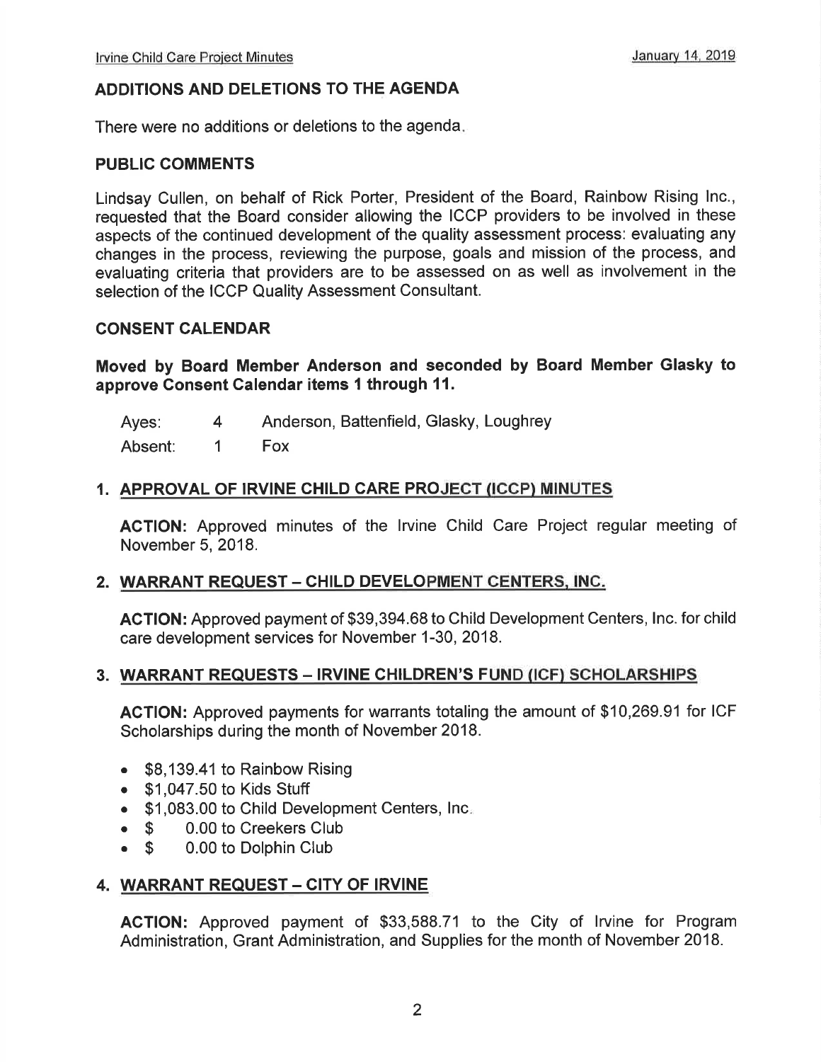## ADDITIONS AND DELETIONS TO THE AGENDA

There were no additions or deletions to the agenda.

## PUBLIC COMMENTS

Lindsay Cullen, on behalf of Rick Porter, President of the Board, Rainbow Rising Inc., requested that the Board consider allowing the ICCP providers to be involved in these aspects of the continued development of the quality assessment process: evaluating any changes in the process, reviewing the purpose, goals and mission of the process, and evaluating criteria that providers are to be assessed on as well as involvement in the selection of the ICCP Quality Assessment Consultant.

## CONSENT CALENDAR

**Moved by Board Member Anderson and seconded by Board Member Glasky to approve Consent Calendar items 1 through 11.**

| | | |
|---|---|---|
| Ayes: | 4 | Anderson, Battenfield, Glasky, Loughrey |
| Absent: | 1 | Fox |

### 1. APPROVAL OF IRVINE CHILD CARE PROJECT (ICCP) MINUTES

**ACTION:** Approved minutes of the Irvine Child Care Project regular meeting of November 5, 2018.

### 2. WARRANT REQUEST – CHILD DEVELOPMENT CENTERS, INC.

**ACTION:** Approved payment of $39,394.68 to Child Development Centers, Inc. for child care development services for November 1-30, 2018.

### 3. WARRANT REQUESTS – IRVINE CHILDREN'S FUND (ICF) SCHOLARSHIPS

**ACTION:** Approved payments for warrants totaling the amount of $10,269.91 for ICF Scholarships during the month of November 2018.

- $8,139.41 to Rainbow Rising
- $1,047.50 to Kids Stuff
- $1,083.00 to Child Development Centers, Inc.
- $ 0.00 to Creekers Club
- $ 0.00 to Dolphin Club

### 4. WARRANT REQUEST – CITY OF IRVINE

**ACTION:** Approved payment of $33,588.71 to the City of Irvine for Program Administration, Grant Administration, and Supplies for the month of November 2018.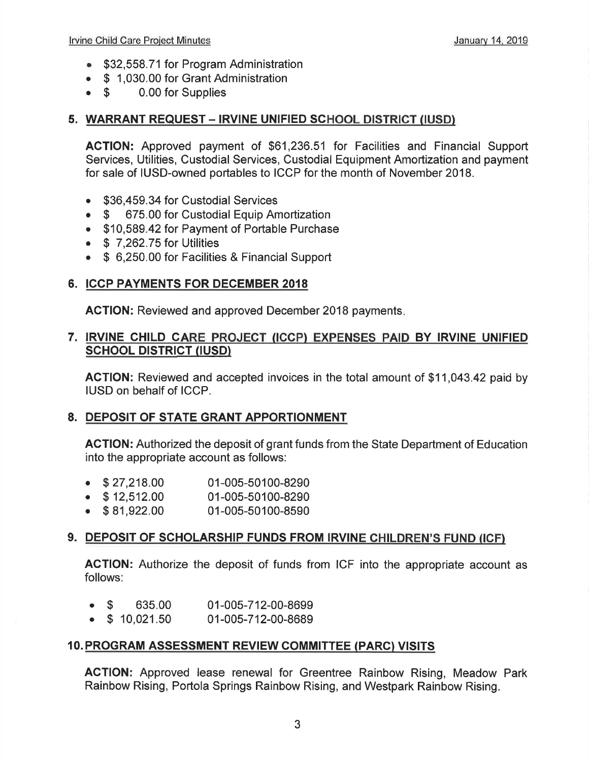- $32,558.71 for Program Administration
- $ 1,030.00 for Grant Administration
- $ 0.00 for Supplies

## 5. WARRANT REQUEST – IRVINE UNIFIED SCHOOL DISTRICT (IUSD)

**ACTION:** Approved payment of $61,236.51 for Facilities and Financial Support Services, Utilities, Custodial Services, Custodial Equipment Amortization and payment for sale of IUSD-owned portables to ICCP for the month of November 2018.

- $36,459.34 for Custodial Services
- $ 675.00 for Custodial Equip Amortization
- $10,589.42 for Payment of Portable Purchase
- $ 7,262.75 for Utilities
- $ 6,250.00 for Facilities & Financial Support

## 6. ICCP PAYMENTS FOR DECEMBER 2018

**ACTION:** Reviewed and approved December 2018 payments.

## 7. IRVINE CHILD CARE PROJECT (ICCP) EXPENSES PAID BY IRVINE UNIFIED SCHOOL DISTRICT (IUSD)

**ACTION:** Reviewed and accepted invoices in the total amount of $11,043.42 paid by IUSD on behalf of ICCP.

## 8. DEPOSIT OF STATE GRANT APPORTIONMENT

**ACTION:** Authorized the deposit of grant funds from the State Department of Education into the appropriate account as follows:

- $ 27,218.00 01-005-50100-8290
- $ 12,512.00 01-005-50100-8290
- $ 81,922.00 01-005-50100-8590

## 9. DEPOSIT OF SCHOLARSHIP FUNDS FROM IRVINE CHILDREN'S FUND (ICF)

**ACTION:** Authorize the deposit of funds from ICF into the appropriate account as follows:

- $ 635.00 01-005-712-00-8699
- $ 10,021.50 01-005-712-00-8689

## 10. PROGRAM ASSESSMENT REVIEW COMMITTEE (PARC) VISITS

**ACTION:** Approved lease renewal for Greentree Rainbow Rising, Meadow Park Rainbow Rising, Portola Springs Rainbow Rising, and Westpark Rainbow Rising.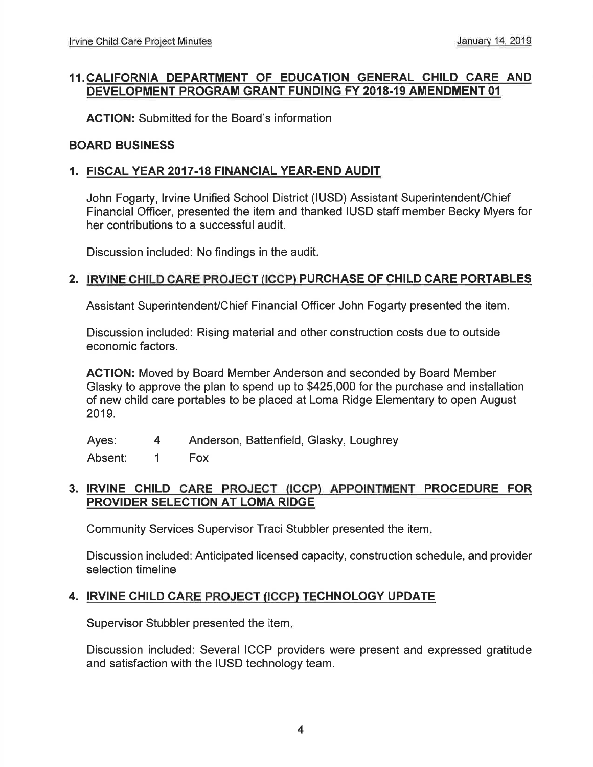## 11. CALIFORNIA DEPARTMENT OF EDUCATION GENERAL CHILD CARE AND DEVELOPMENT PROGRAM GRANT FUNDING FY 2018-19 AMENDMENT 01

**ACTION:** Submitted for the Board's information

## BOARD BUSINESS

### 1. FISCAL YEAR 2017-18 FINANCIAL YEAR-END AUDIT

John Fogarty, Irvine Unified School District (IUSD) Assistant Superintendent/Chief Financial Officer, presented the item and thanked IUSD staff member Becky Myers for her contributions to a successful audit.

Discussion included: No findings in the audit.

### 2. IRVINE CHILD CARE PROJECT (ICCP) PURCHASE OF CHILD CARE PORTABLES

Assistant Superintendent/Chief Financial Officer John Fogarty presented the item.

Discussion included: Rising material and other construction costs due to outside economic factors.

**ACTION:** Moved by Board Member Anderson and seconded by Board Member Glasky to approve the plan to spend up to $425,000 for the purchase and installation of new child care portables to be placed at Loma Ridge Elementary to open August 2019.

| | | |
|---|---|---|
| Ayes: | 4 | Anderson, Battenfield, Glasky, Loughrey |
| Absent: | 1 | Fox |

### 3. IRVINE CHILD CARE PROJECT (ICCP) APPOINTMENT PROCEDURE FOR PROVIDER SELECTION AT LOMA RIDGE

Community Services Supervisor Traci Stubbler presented the item.

Discussion included: Anticipated licensed capacity, construction schedule, and provider selection timeline

### 4. IRVINE CHILD CARE PROJECT (ICCP) TECHNOLOGY UPDATE

Supervisor Stubbler presented the item.

Discussion included: Several ICCP providers were present and expressed gratitude and satisfaction with the IUSD technology team.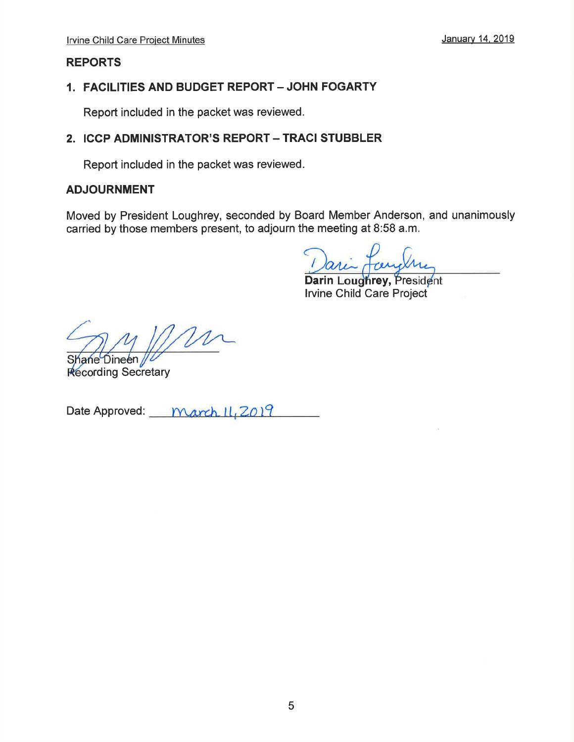## REPORTS

### 1. FACILITIES AND BUDGET REPORT – JOHN FOGARTY

Report included in the packet was reviewed.

### 2. ICCP ADMINISTRATOR'S REPORT – TRACI STUBBLER

Report included in the packet was reviewed.

## ADJOURNMENT

Moved by President Loughrey, seconded by Board Member Anderson, and unanimously carried by those members present, to adjourn the meeting at 8:58 a.m.

**Darin Loughrey,** President
Irvine Child Care Project

Shane Dineen
Recording Secretary

Date Approved: March 11, 2019